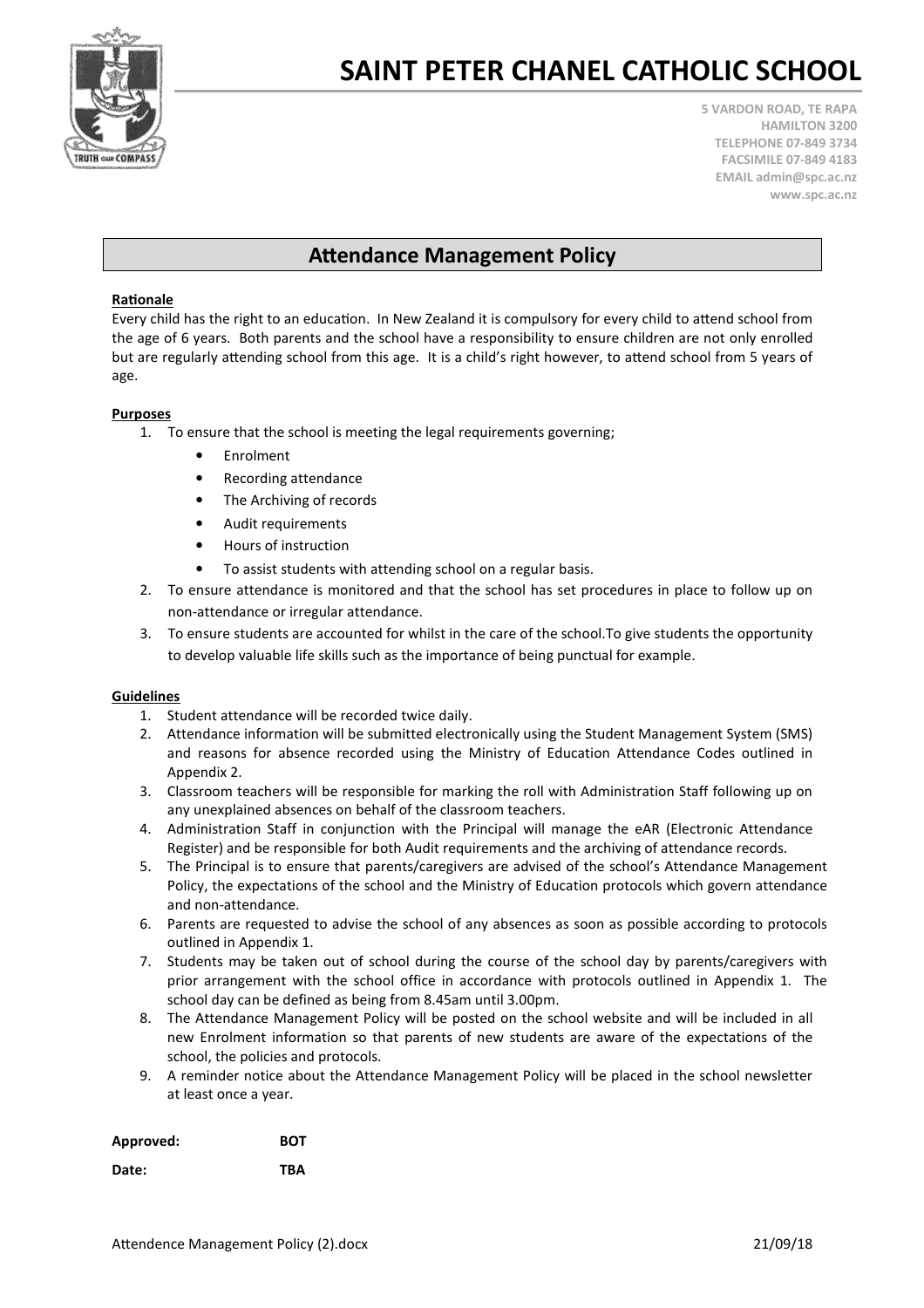# SAINT PETER CHANEL CATHOLIC SCHOOL

**5 VARDON ROAD, TE RAPA**
**HAMILTON 3200**
**TELEPHONE 07-849 3734**
**FACSIMILE 07-849 4183**
**EMAIL admin@spc.ac.nz**
**www.spc.ac.nz**

## Attendance Management Policy

**Rationale**

Every child has the right to an education. In New Zealand it is compulsory for every child to attend school from the age of 6 years. Both parents and the school have a responsibility to ensure children are not only enrolled but are regularly attending school from this age. It is a child's right however, to attend school from 5 years of age.

**Purposes**

1. To ensure that the school is meeting the legal requirements governing;
   - Enrolment
   - Recording attendance
   - The Archiving of records
   - Audit requirements
   - Hours of instruction
   - To assist students with attending school on a regular basis.
2. To ensure attendance is monitored and that the school has set procedures in place to follow up on non-attendance or irregular attendance.
3. To ensure students are accounted for whilst in the care of the school.To give students the opportunity to develop valuable life skills such as the importance of being punctual for example.

**Guidelines**

1. Student attendance will be recorded twice daily.
2. Attendance information will be submitted electronically using the Student Management System (SMS) and reasons for absence recorded using the Ministry of Education Attendance Codes outlined in Appendix 2.
3. Classroom teachers will be responsible for marking the roll with Administration Staff following up on any unexplained absences on behalf of the classroom teachers.
4. Administration Staff in conjunction with the Principal will manage the eAR (Electronic Attendance Register) and be responsible for both Audit requirements and the archiving of attendance records.
5. The Principal is to ensure that parents/caregivers are advised of the school's Attendance Management Policy, the expectations of the school and the Ministry of Education protocols which govern attendance and non-attendance.
6. Parents are requested to advise the school of any absences as soon as possible according to protocols outlined in Appendix 1.
7. Students may be taken out of school during the course of the school day by parents/caregivers with prior arrangement with the school office in accordance with protocols outlined in Appendix 1. The school day can be defined as being from 8.45am until 3.00pm.
8. The Attendance Management Policy will be posted on the school website and will be included in all new Enrolment information so that parents of new students are aware of the expectations of the school, the policies and protocols.
9. A reminder notice about the Attendance Management Policy will be placed in the school newsletter at least once a year.

**Approved:** **BOT**

**Date:** **TBA**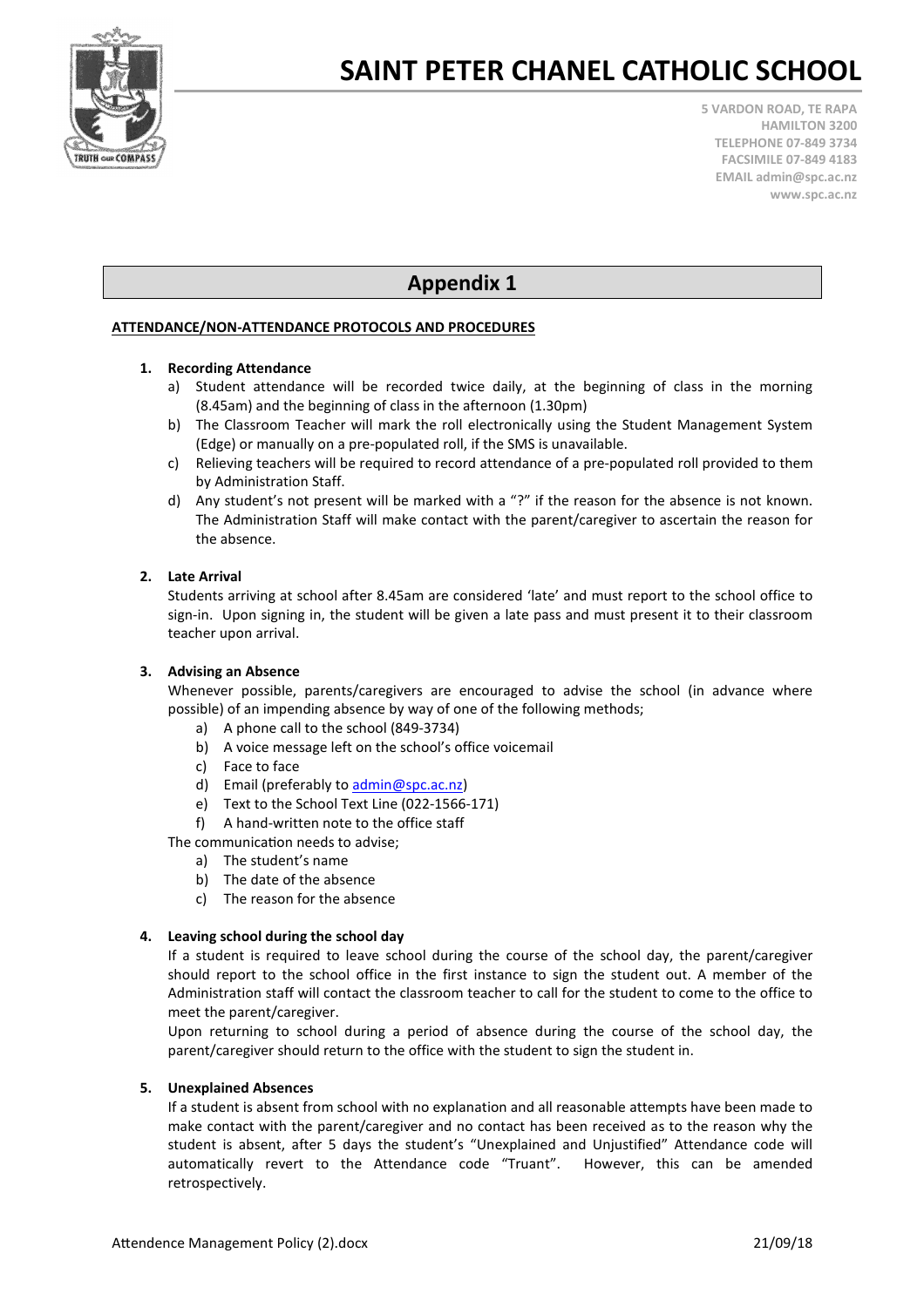# SAINT PETER CHANEL CATHOLIC SCHOOL

5 VARDON ROAD, TE RAPA
HAMILTON 3200
TELEPHONE 07-849 3734
FACSIMILE 07-849 4183
EMAIL admin@spc.ac.nz
www.spc.ac.nz

## Appendix 1

**ATTENDANCE/NON-ATTENDANCE PROTOCOLS AND PROCEDURES**

1. **Recording Attendance**
   a) Student attendance will be recorded twice daily, at the beginning of class in the morning (8.45am) and the beginning of class in the afternoon (1.30pm)
   b) The Classroom Teacher will mark the roll electronically using the Student Management System (Edge) or manually on a pre-populated roll, if the SMS is unavailable.
   c) Relieving teachers will be required to record attendance of a pre-populated roll provided to them by Administration Staff.
   d) Any student's not present will be marked with a "?" if the reason for the absence is not known. The Administration Staff will make contact with the parent/caregiver to ascertain the reason for the absence.

2. **Late Arrival**
   Students arriving at school after 8.45am are considered 'late' and must report to the school office to sign-in. Upon signing in, the student will be given a late pass and must present it to their classroom teacher upon arrival.

3. **Advising an Absence**
   Whenever possible, parents/caregivers are encouraged to advise the school (in advance where possible) of an impending absence by way of one of the following methods;
   a) A phone call to the school (849-3734)
   b) A voice message left on the school's office voicemail
   c) Face to face
   d) Email (preferably to admin@spc.ac.nz)
   e) Text to the School Text Line (022-1566-171)
   f) A hand-written note to the office staff

   The communication needs to advise;
   a) The student's name
   b) The date of the absence
   c) The reason for the absence

4. **Leaving school during the school day**
   If a student is required to leave school during the course of the school day, the parent/caregiver should report to the school office in the first instance to sign the student out. A member of the Administration staff will contact the classroom teacher to call for the student to come to the office to meet the parent/caregiver.
   Upon returning to school during a period of absence during the course of the school day, the parent/caregiver should return to the office with the student to sign the student in.

5. **Unexplained Absences**
   If a student is absent from school with no explanation and all reasonable attempts have been made to make contact with the parent/caregiver and no contact has been received as to the reason why the student is absent, after 5 days the student's "Unexplained and Unjustified" Attendance code will automatically revert to the Attendance code "Truant". However, this can be amended retrospectively.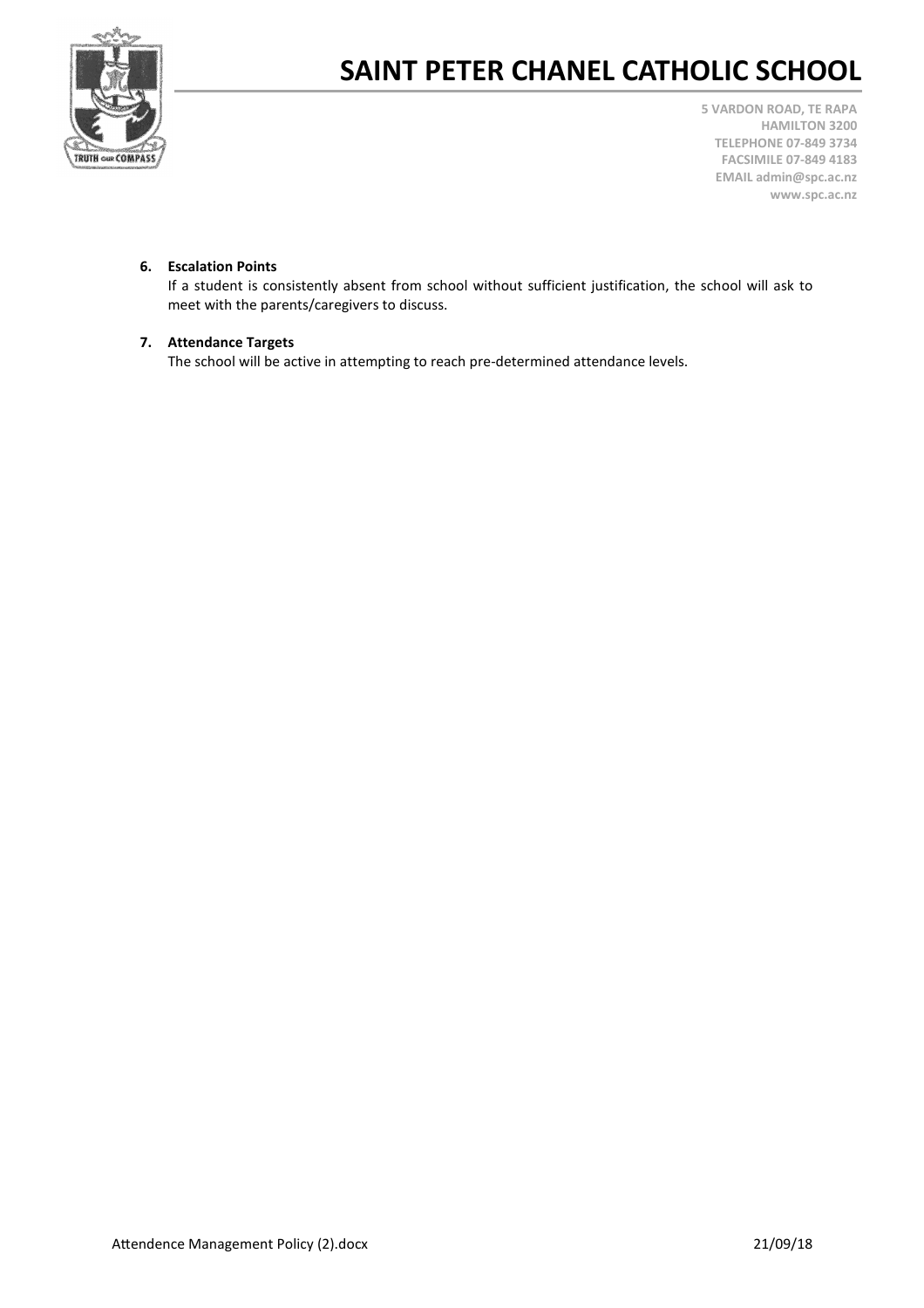6. **Escalation Points**

   If a student is consistently absent from school without sufficient justification, the school will ask to meet with the parents/caregivers to discuss.

7. **Attendance Targets**

   The school will be active in attempting to reach pre-determined attendance levels.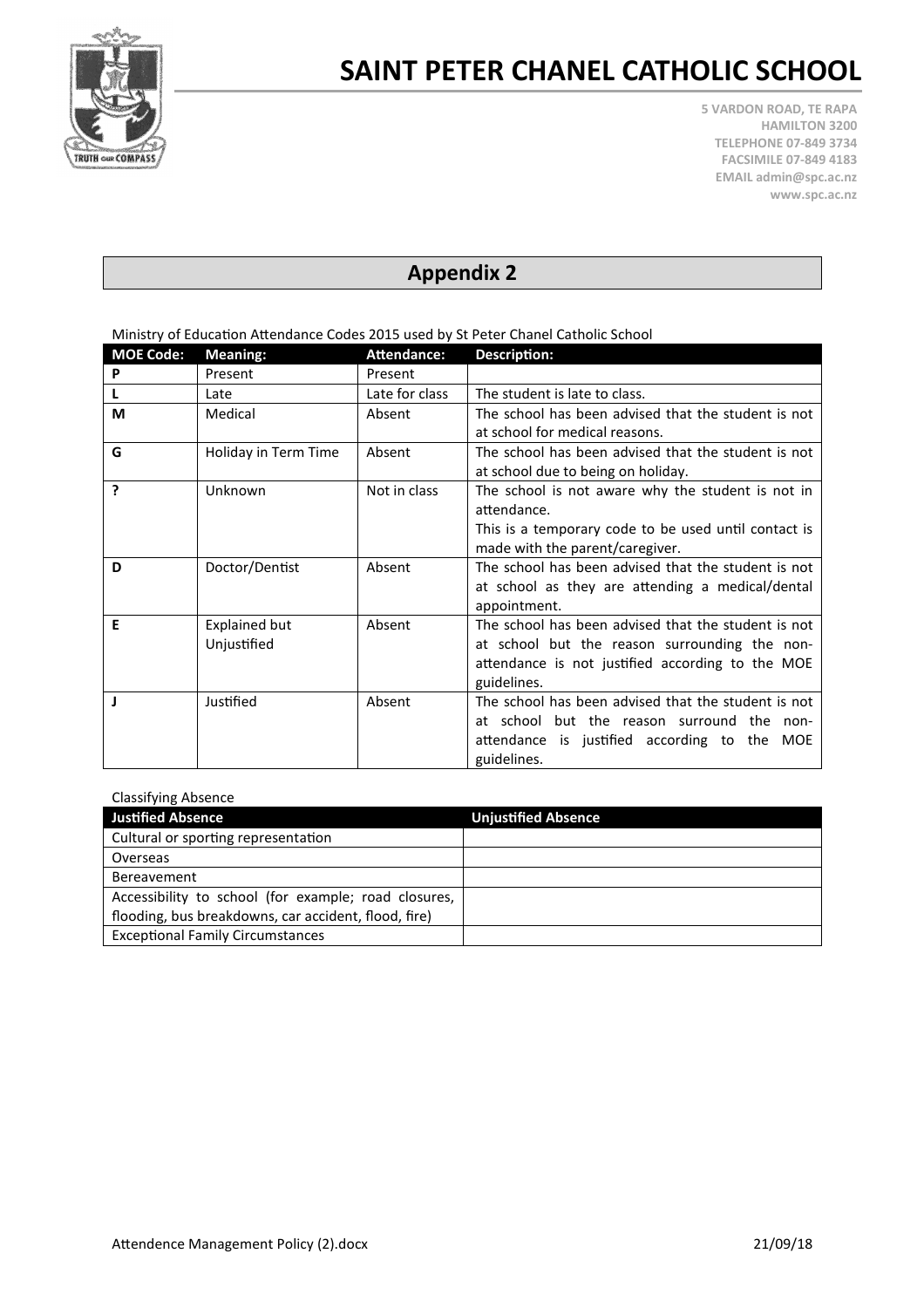# SAINT PETER CHANEL CATHOLIC SCHOOL

**5 VARDON ROAD, TE RAPA**
**HAMILTON 3200**
**TELEPHONE 07-849 3734**
**FACSIMILE 07-849 4183**
**EMAIL admin@spc.ac.nz**
**www.spc.ac.nz**

## Appendix 2

Ministry of Education Attendance Codes 2015 used by St Peter Chanel Catholic School

| MOE Code: | Meaning: | Attendance: | Description: |
|---|---|---|---|
| **P** | Present | Present | |
| **L** | Late | Late for class | The student is late to class. |
| **M** | Medical | Absent | The school has been advised that the student is not at school for medical reasons. |
| **G** | Holiday in Term Time | Absent | The school has been advised that the student is not at school due to being on holiday. |
| **?** | Unknown | Not in class | The school is not aware why the student is not in attendance. This is a temporary code to be used until contact is made with the parent/caregiver. |
| **D** | Doctor/Dentist | Absent | The school has been advised that the student is not at school as they are attending a medical/dental appointment. |
| **E** | Explained but Unjustified | Absent | The school has been advised that the student is not at school but the reason surrounding the non-attendance is not justified according to the MOE guidelines. |
| **J** | Justified | Absent | The school has been advised that the student is not at school but the reason surround the non-attendance is justified according to the MOE guidelines. |

Classifying Absence

| Justified Absence | Unjustified Absence |
|---|---|
| Cultural or sporting representation | |
| Overseas | |
| Bereavement | |
| Accessibility to school (for example; road closures, flooding, bus breakdowns, car accident, flood, fire) | |
| Exceptional Family Circumstances | |